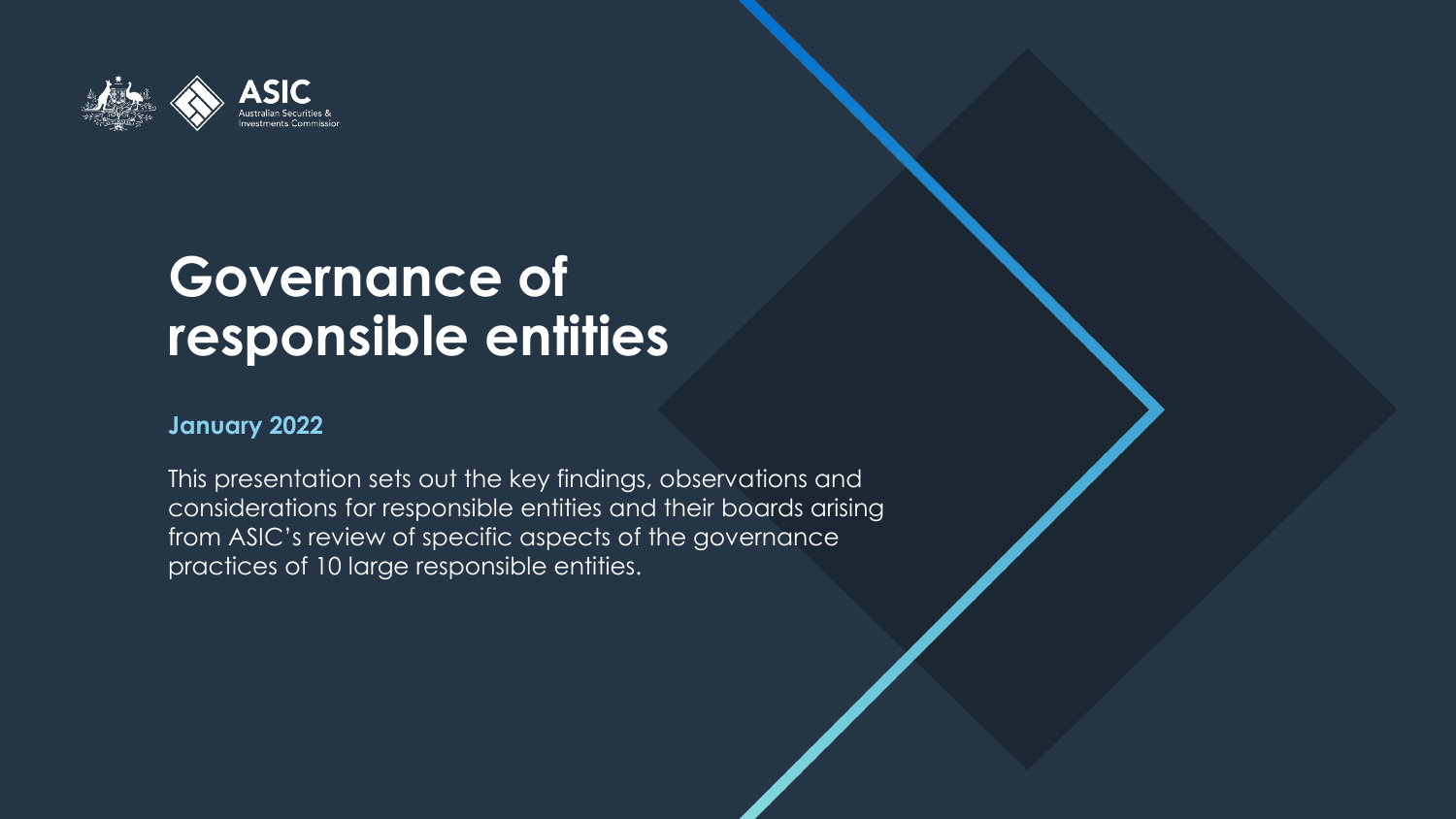ASIC

Australian Securities & Investments Commission

# Governance of responsible entities

**January 2022**

This presentation sets out the key findings, observations and considerations for responsible entities and their boards arising from ASIC's review of specific aspects of the governance practices of 10 large responsible entities.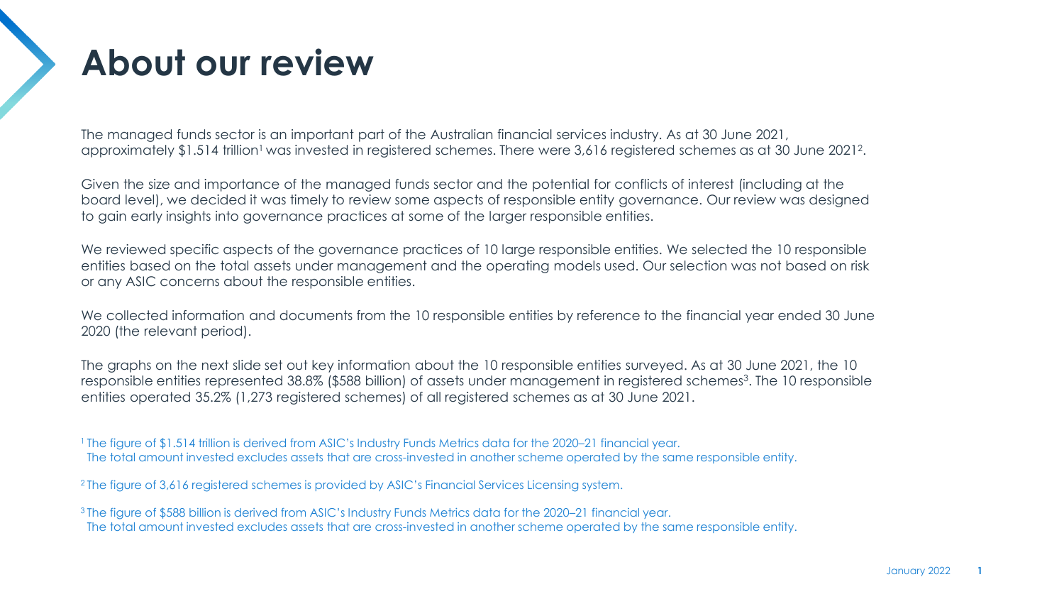# About our review

The managed funds sector is an important part of the Australian financial services industry. As at 30 June 2021, approximately $1.514 trillion[1] was invested in registered schemes. There were 3,616 registered schemes as at 30 June 2021[2].

Given the size and importance of the managed funds sector and the potential for conflicts of interest (including at the board level), we decided it was timely to review some aspects of responsible entity governance. Our review was designed to gain early insights into governance practices at some of the larger responsible entities.

We reviewed specific aspects of the governance practices of 10 large responsible entities. We selected the 10 responsible entities based on the total assets under management and the operating models used. Our selection was not based on risk or any ASIC concerns about the responsible entities.

We collected information and documents from the 10 responsible entities by reference to the financial year ended 30 June 2020 (the relevant period).

The graphs on the next slide set out key information about the 10 responsible entities surveyed. As at 30 June 2021, the 10 responsible entities represented 38.8% ($588 billion) of assets under management in registered schemes[3]. The 10 responsible entities operated 35.2% (1,273 registered schemes) of all registered schemes as at 30 June 2021.

[1] The figure of $1.514 trillion is derived from ASIC's Industry Funds Metrics data for the 2020–21 financial year. The total amount invested excludes assets that are cross-invested in another scheme operated by the same responsible entity.

[2] The figure of 3,616 registered schemes is provided by ASIC's Financial Services Licensing system.

[3] The figure of $588 billion is derived from ASIC's Industry Funds Metrics data for the 2020–21 financial year. The total amount invested excludes assets that are cross-invested in another scheme operated by the same responsible entity.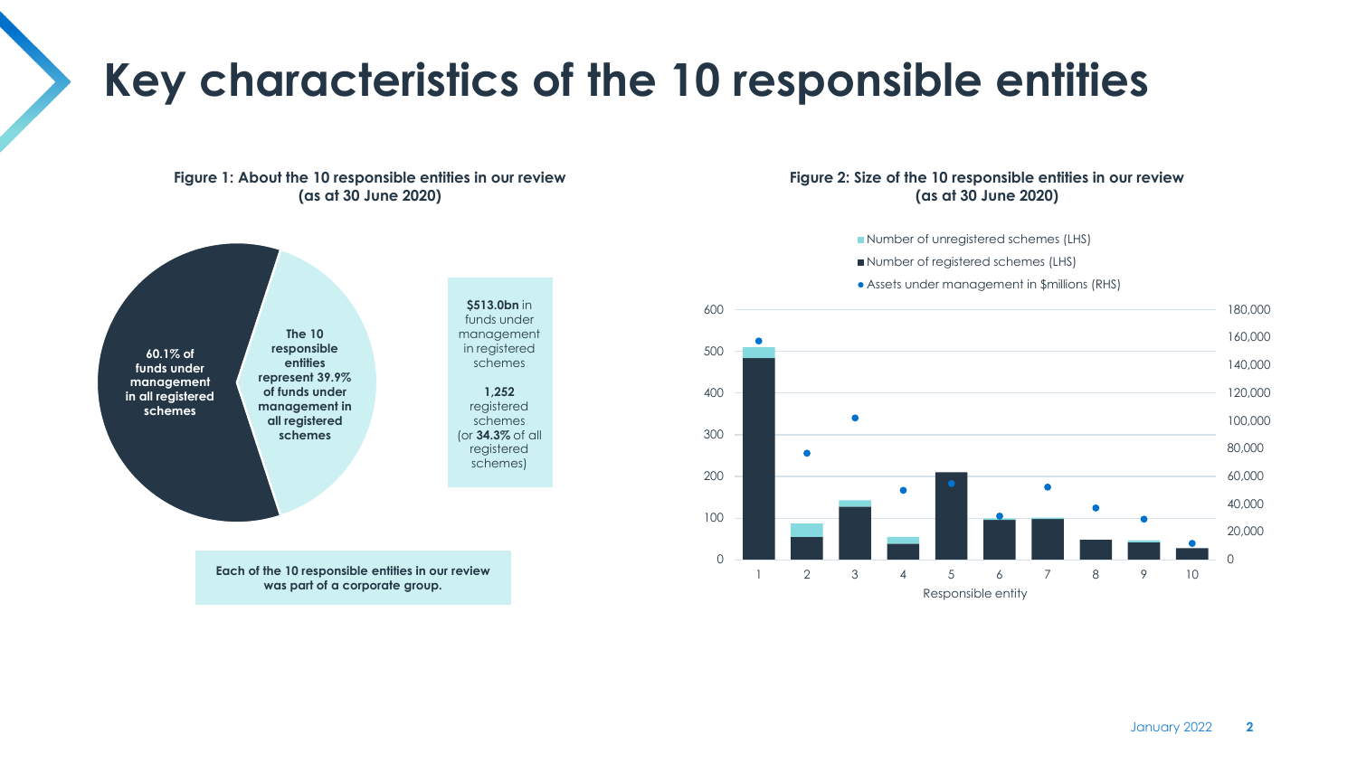# Key characteristics of the 10 responsible entities

**Figure 1: About the 10 responsible entities in our review (as at 30 June 2020)**

**60.1% of funds under management in all registered schemes**

**The 10 responsible entities represent 39.9% of funds under management in all registered schemes**

**$513.0bn** in funds under management in registered schemes

**1,252** registered schemes (or **34.3%** of all registered schemes)

**Each of the 10 responsible entities in our review was part of a corporate group.**

**Figure 2: Size of the 10 responsible entities in our review (as at 30 June 2020)**

- Number of unregistered schemes (LHS)
- Number of registered schemes (LHS)
- Assets under management in $millions (RHS)

Responsible entity: 1, 2, 3, 4, 5, 6, 7, 8, 9, 10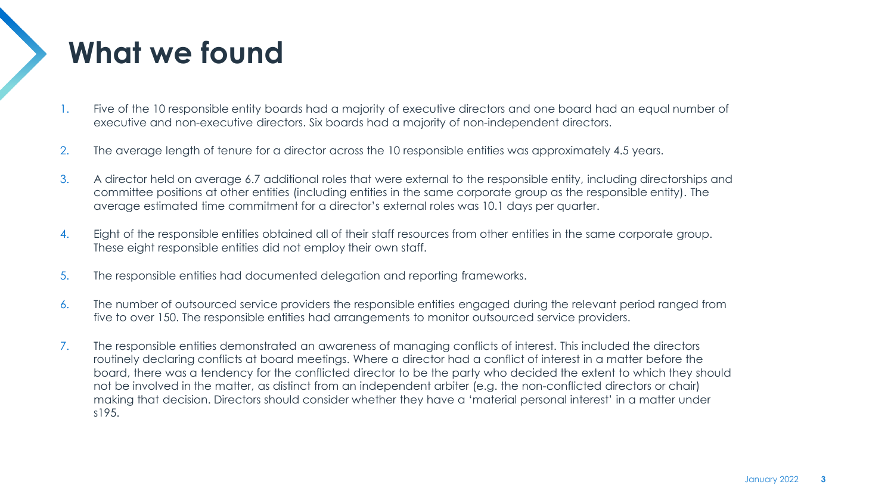# What we found

1. Five of the 10 responsible entity boards had a majority of executive directors and one board had an equal number of executive and non-executive directors. Six boards had a majority of non-independent directors.
2. The average length of tenure for a director across the 10 responsible entities was approximately 4.5 years.
3. A director held on average 6.7 additional roles that were external to the responsible entity, including directorships and committee positions at other entities (including entities in the same corporate group as the responsible entity). The average estimated time commitment for a director's external roles was 10.1 days per quarter.
4. Eight of the responsible entities obtained all of their staff resources from other entities in the same corporate group. These eight responsible entities did not employ their own staff.
5. The responsible entities had documented delegation and reporting frameworks.
6. The number of outsourced service providers the responsible entities engaged during the relevant period ranged from five to over 150. The responsible entities had arrangements to monitor outsourced service providers.
7. The responsible entities demonstrated an awareness of managing conflicts of interest. This included the directors routinely declaring conflicts at board meetings. Where a director had a conflict of interest in a matter before the board, there was a tendency for the conflicted director to be the party who decided the extent to which they should not be involved in the matter, as distinct from an independent arbiter (e.g. the non-conflicted directors or chair) making that decision. Directors should consider whether they have a 'material personal interest' in a matter under s195.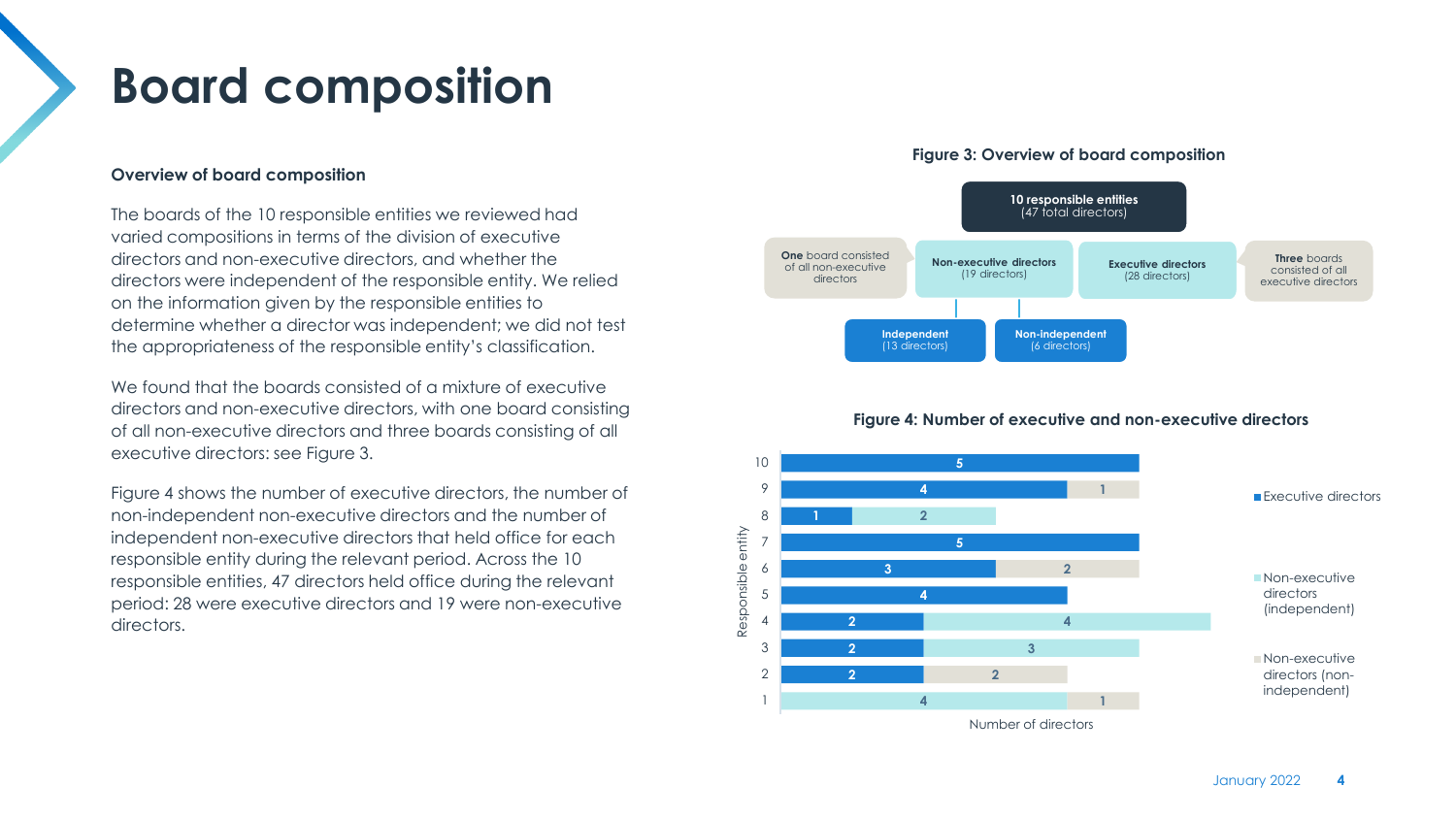# Board composition

**Overview of board composition**

The boards of the 10 responsible entities we reviewed had varied compositions in terms of the division of executive directors and non-executive directors, and whether the directors were independent of the responsible entity. We relied on the information given by the responsible entities to determine whether a director was independent; we did not test the appropriateness of the responsible entity's classification.

We found that the boards consisted of a mixture of executive directors and non-executive directors, with one board consisting of all non-executive directors and three boards consisting of all executive directors: see Figure 3.

Figure 4 shows the number of executive directors, the number of non-independent non-executive directors and the number of independent non-executive directors that held office for each responsible entity during the relevant period. Across the 10 responsible entities, 47 directors held office during the relevant period: 28 were executive directors and 19 were non-executive directors.

**Figure 3: Overview of board composition**

- **10 responsible entities** (47 total directors)
  - **Non-executive directors** (19 directors)
    - **Independent** (13 directors)
    - **Non-independent** (6 directors)
  - **Executive directors** (28 directors)
- **One** board consisted of all non-executive directors
- **Three** boards consisted of all executive directors

**Figure 4: Number of executive and non-executive directors**

| Responsible entity | Executive directors | Non-executive directors (independent) | Non-executive directors (non-independent) |
|---|---|---|---|
| 10 | 5 | | |
| 9 | 4 | | 1 |
| 8 | 1 | 2 | |
| 7 | 5 | | |
| 6 | 3 | | 2 |
| 5 | 4 | | |
| 4 | 2 | 4 | |
| 3 | 2 | 3 | |
| 2 | 2 | | 2 |
| 1 | | 4 | 1 |

Number of directors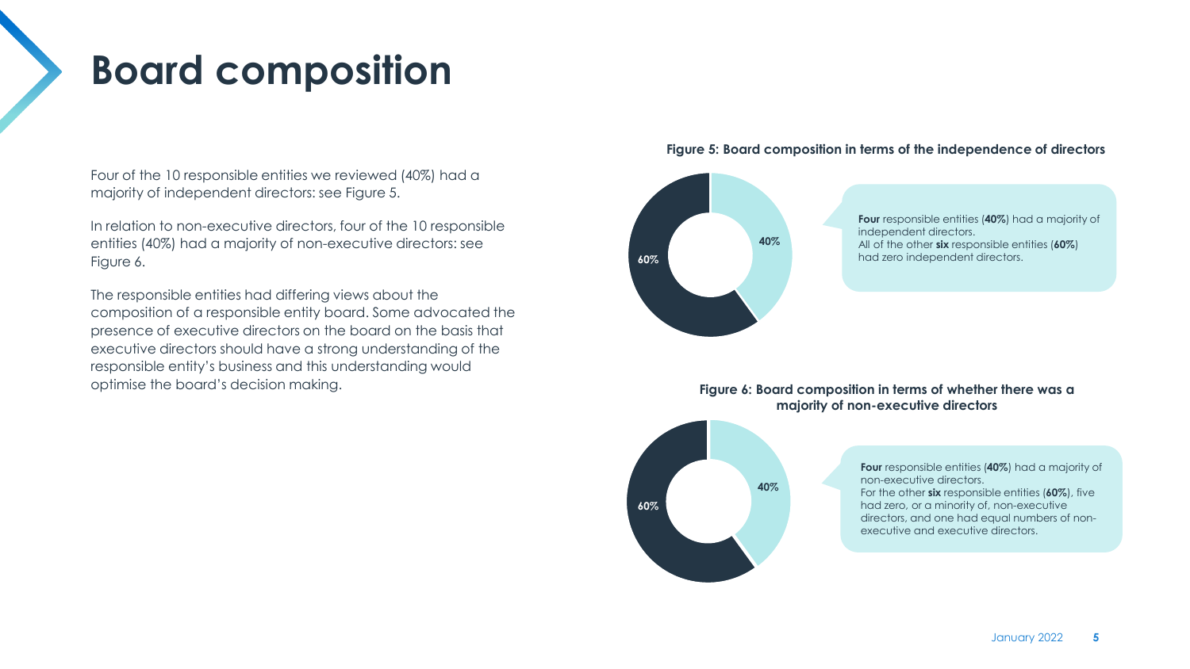# Board composition

Four of the 10 responsible entities we reviewed (40%) had a majority of independent directors: see Figure 5.

In relation to non-executive directors, four of the 10 responsible entities (40%) had a majority of non-executive directors: see Figure 6.

The responsible entities had differing views about the composition of a responsible entity board. Some advocated the presence of executive directors on the board on the basis that executive directors should have a strong understanding of the responsible entity's business and this understanding would optimise the board's decision making.

**Figure 5: Board composition in terms of the independence of directors**

40%

60%

**Four** responsible entities (**40%**) had a majority of independent directors.
All of the other **six** responsible entities (**60%**) had zero independent directors.

**Figure 6: Board composition in terms of whether there was a majority of non-executive directors**

40%

60%

**Four** responsible entities (**40%**) had a majority of non-executive directors.
For the other **six** responsible entities (**60%**), five had zero, or a minority of, non-executive directors, and one had equal numbers of non-executive and executive directors.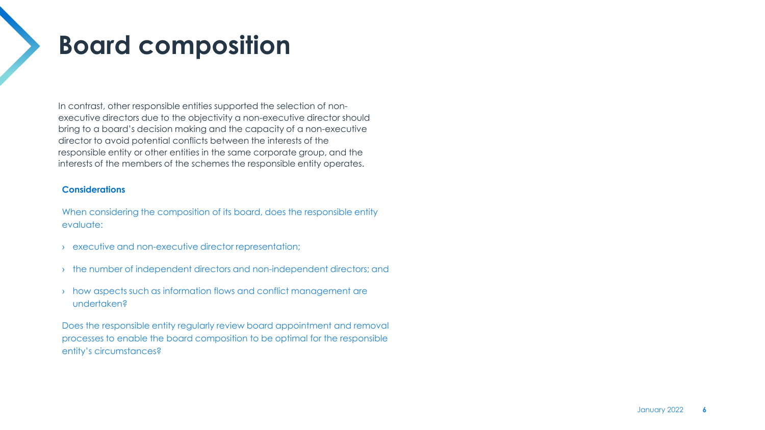# Board composition

In contrast, other responsible entities supported the selection of non-executive directors due to the objectivity a non-executive director should bring to a board's decision making and the capacity of a non-executive director to avoid potential conflicts between the interests of the responsible entity or other entities in the same corporate group, and the interests of the members of the schemes the responsible entity operates.

**Considerations**

When considering the composition of its board, does the responsible entity evaluate:

- executive and non-executive director representation;
- the number of independent directors and non-independent directors; and
- how aspects such as information flows and conflict management are undertaken?

Does the responsible entity regularly review board appointment and removal processes to enable the board composition to be optimal for the responsible entity's circumstances?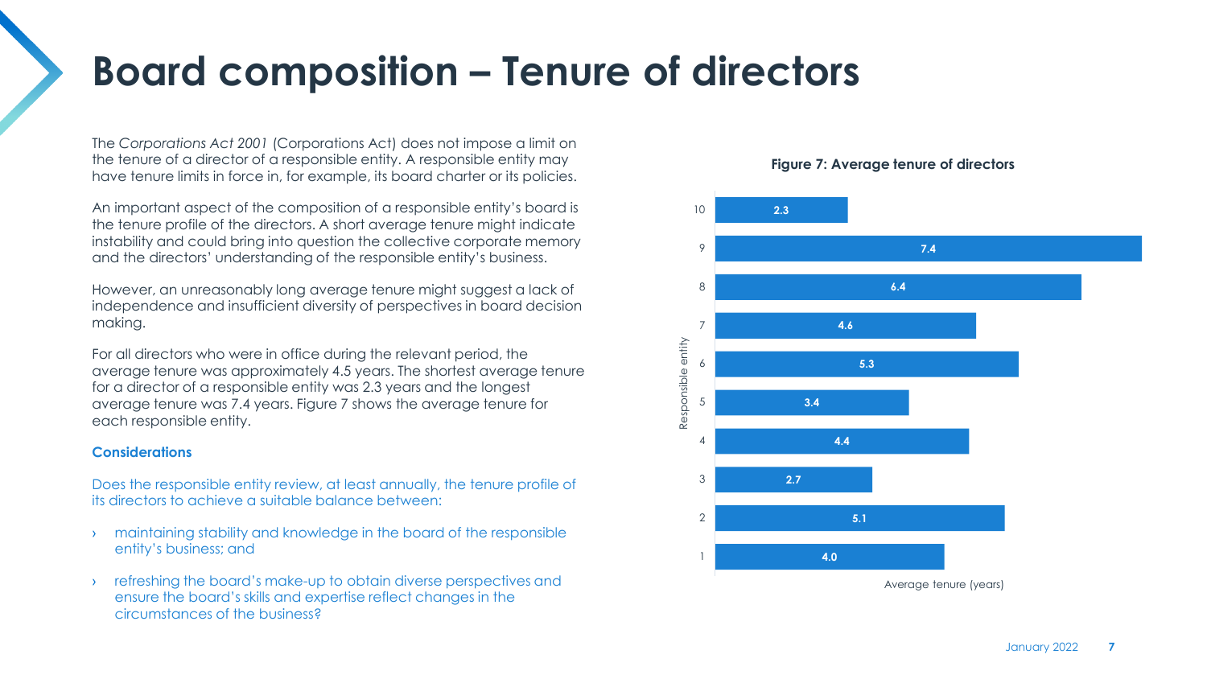# Board composition – Tenure of directors

The *Corporations Act 2001* (Corporations Act) does not impose a limit on the tenure of a director of a responsible entity. A responsible entity may have tenure limits in force in, for example, its board charter or its policies.

An important aspect of the composition of a responsible entity's board is the tenure profile of the directors. A short average tenure might indicate instability and could bring into question the collective corporate memory and the directors' understanding of the responsible entity's business.

However, an unreasonably long average tenure might suggest a lack of independence and insufficient diversity of perspectives in board decision making.

For all directors who were in office during the relevant period, the average tenure was approximately 4.5 years. The shortest average tenure for a director of a responsible entity was 2.3 years and the longest average tenure was 7.4 years. Figure 7 shows the average tenure for each responsible entity.

### Considerations

Does the responsible entity review, at least annually, the tenure profile of its directors to achieve a suitable balance between:

- maintaining stability and knowledge in the board of the responsible entity's business; and
- refreshing the board's make-up to obtain diverse perspectives and ensure the board's skills and expertise reflect changes in the circumstances of the business?

**Figure 7: Average tenure of directors**

| Responsible entity | Average tenure (years) |
|---|---|
| 10 | 2.3 |
| 9 | 7.4 |
| 8 | 6.4 |
| 7 | 4.6 |
| 6 | 5.3 |
| 5 | 3.4 |
| 4 | 4.4 |
| 3 | 2.7 |
| 2 | 5.1 |
| 1 | 4.0 |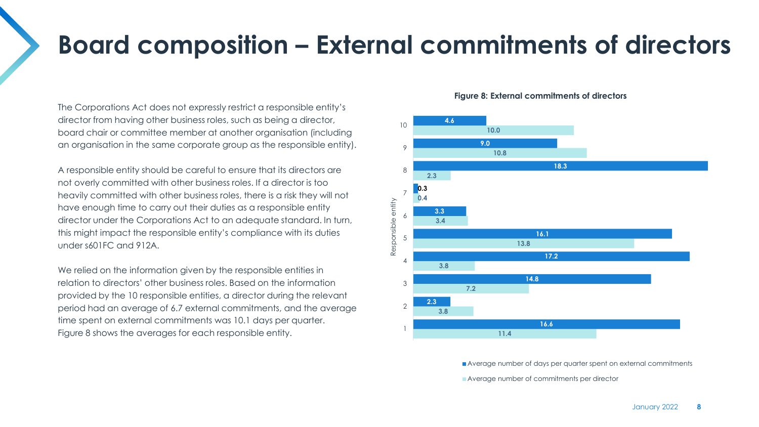# Board composition – External commitments of directors

The Corporations Act does not expressly restrict a responsible entity's director from having other business roles, such as being a director, board chair or committee member at another organisation (including an organisation in the same corporate group as the responsible entity).

A responsible entity should be careful to ensure that its directors are not overly committed with other business roles. If a director is too heavily committed with other business roles, there is a risk they will not have enough time to carry out their duties as a responsible entity director under the Corporations Act to an adequate standard. In turn, this might impact the responsible entity's compliance with its duties under s601FC and 912A.

We relied on the information given by the responsible entities in relation to directors' other business roles. Based on the information provided by the 10 responsible entities, a director during the relevant period had an average of 6.7 external commitments, and the average time spent on external commitments was 10.1 days per quarter. Figure 8 shows the averages for each responsible entity.

**Figure 8: External commitments of directors**

| Responsible entity | Average number of days per quarter spent on external commitments | Average number of commitments per director |
| --- | --- | --- |
| 10 | 4.6 | 10.0 |
| 9 | 9.0 | 10.8 |
| 8 | 18.3 | 2.3 |
| 7 | 0.3 | 0.4 |
| 6 | 3.3 | 3.4 |
| 5 | 16.1 | 13.8 |
| 4 | 17.2 | 3.8 |
| 3 | 14.8 | 7.2 |
| 2 | 2.3 | 3.8 |
| 1 | 16.6 | 11.4 |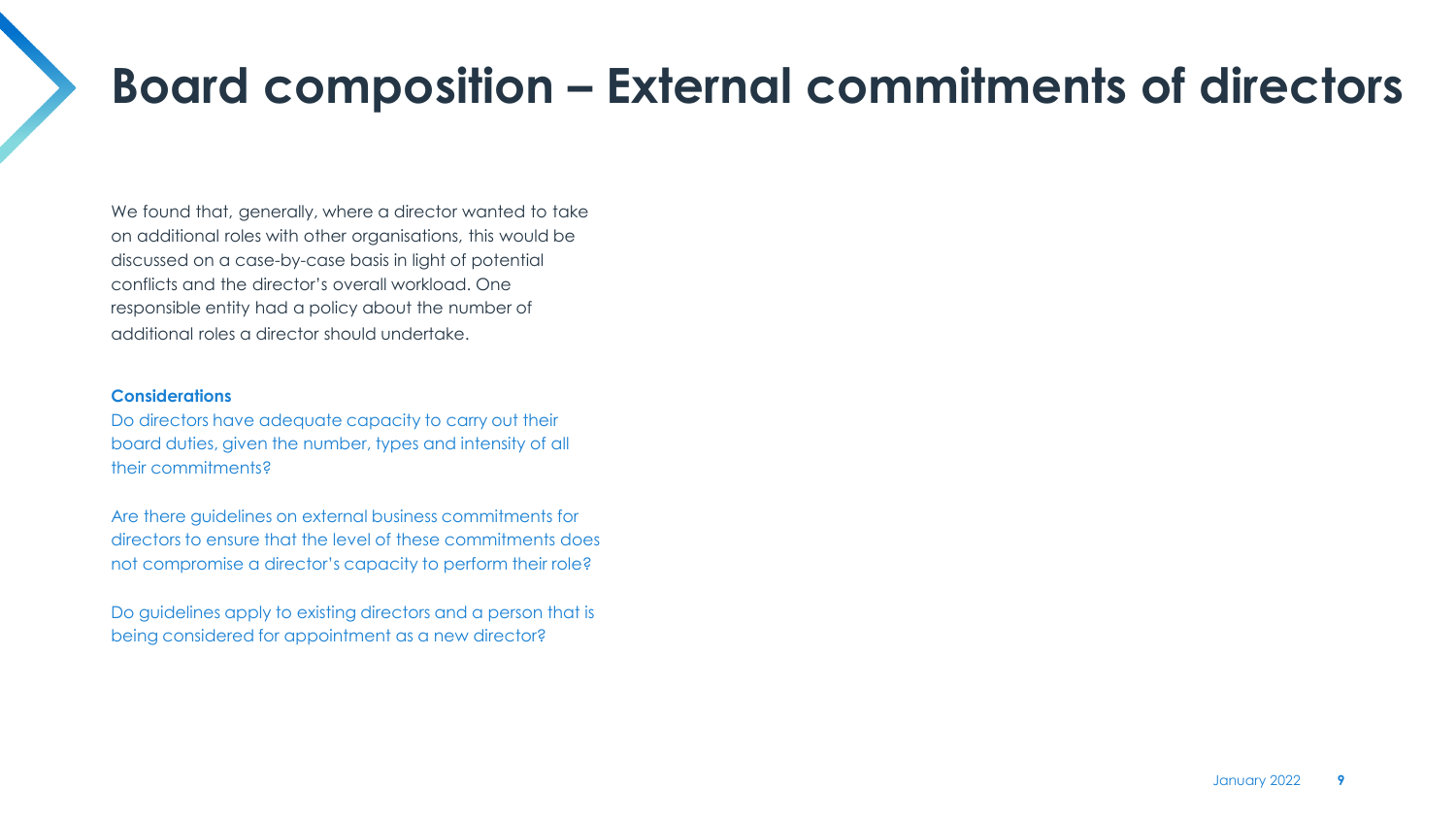# Board composition – External commitments of directors

We found that, generally, where a director wanted to take on additional roles with other organisations, this would be discussed on a case-by-case basis in light of potential conflicts and the director's overall workload. One responsible entity had a policy about the number of additional roles a director should undertake.

**Considerations**

Do directors have adequate capacity to carry out their board duties, given the number, types and intensity of all their commitments?

Are there guidelines on external business commitments for directors to ensure that the level of these commitments does not compromise a director's capacity to perform their role?

Do guidelines apply to existing directors and a person that is being considered for appointment as a new director?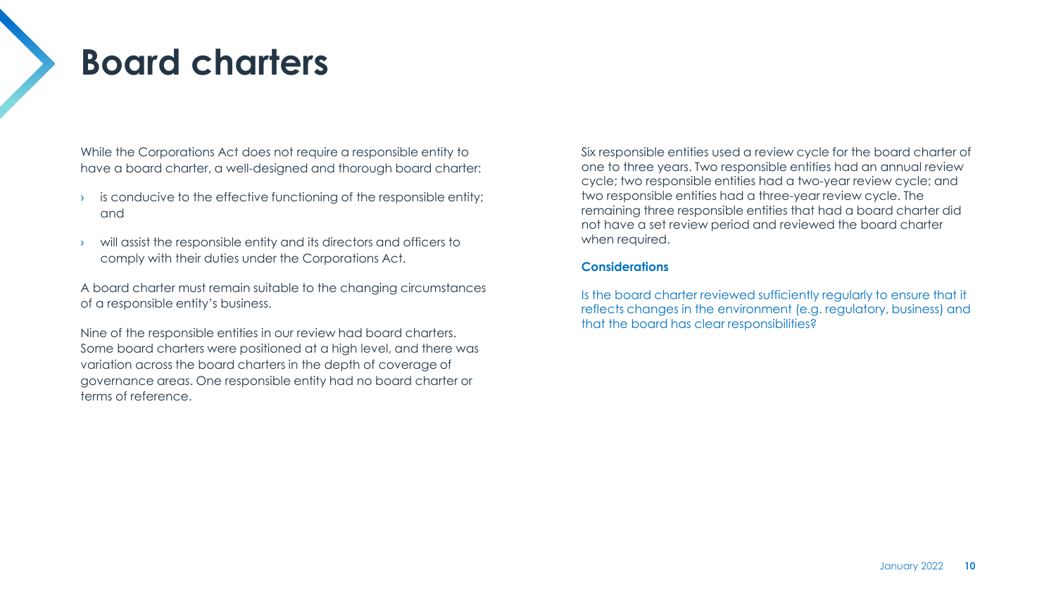# Board charters

While the Corporations Act does not require a responsible entity to have a board charter, a well-designed and thorough board charter:

- is conducive to the effective functioning of the responsible entity; and
- will assist the responsible entity and its directors and officers to comply with their duties under the Corporations Act.

A board charter must remain suitable to the changing circumstances of a responsible entity's business.

Nine of the responsible entities in our review had board charters. Some board charters were positioned at a high level, and there was variation across the board charters in the depth of coverage of governance areas. One responsible entity had no board charter or terms of reference.

Six responsible entities used a review cycle for the board charter of one to three years. Two responsible entities had an annual review cycle; two responsible entities had a two-year review cycle; and two responsible entities had a three-year review cycle. The remaining three responsible entities that had a board charter did not have a set review period and reviewed the board charter when required.

**Considerations**

Is the board charter reviewed sufficiently regularly to ensure that it reflects changes in the environment (e.g. regulatory, business) and that the board has clear responsibilities?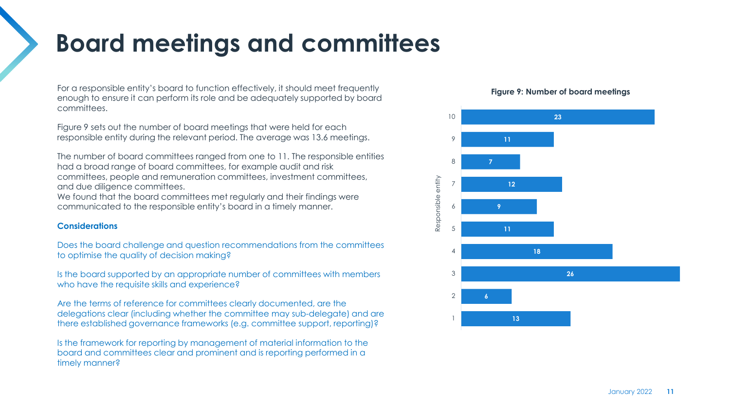# Board meetings and committees

For a responsible entity's board to function effectively, it should meet frequently enough to ensure it can perform its role and be adequately supported by board committees.

Figure 9 sets out the number of board meetings that were held for each responsible entity during the relevant period. The average was 13.6 meetings.

The number of board committees ranged from one to 11. The responsible entities had a broad range of board committees, for example audit and risk committees, people and remuneration committees, investment committees, and due diligence committees.

We found that the board committees met regularly and their findings were communicated to the responsible entity's board in a timely manner.

### Considerations

Does the board challenge and question recommendations from the committees to optimise the quality of decision making?

Is the board supported by an appropriate number of committees with members who have the requisite skills and experience?

Are the terms of reference for committees clearly documented, are the delegations clear (including whether the committee may sub-delegate) and are there established governance frameworks (e.g. committee support, reporting)?

Is the framework for reporting by management of material information to the board and committees clear and prominent and is reporting performed in a timely manner?

**Figure 9: Number of board meetings**

| Responsible entity | Number of board meetings |
| --- | --- |
| 10 | 23 |
| 9 | 11 |
| 8 | 7 |
| 7 | 12 |
| 6 | 9 |
| 5 | 11 |
| 4 | 18 |
| 3 | 26 |
| 2 | 6 |
| 1 | 13 |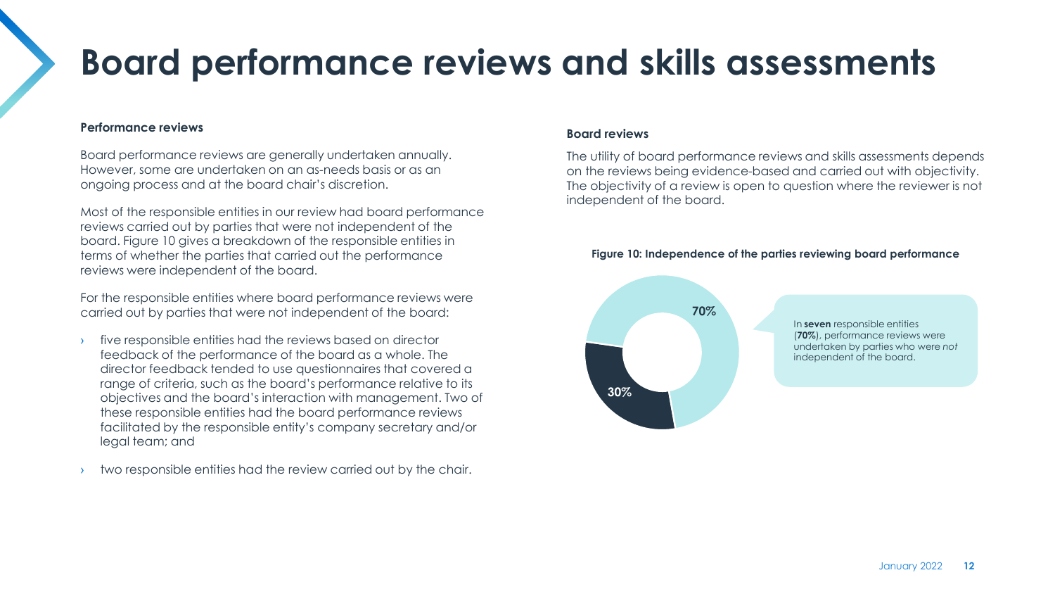# Board performance reviews and skills assessments

**Performance reviews**

Board performance reviews are generally undertaken annually. However, some are undertaken on an as-needs basis or as an ongoing process and at the board chair's discretion.

Most of the responsible entities in our review had board performance reviews carried out by parties that were not independent of the board. Figure 10 gives a breakdown of the responsible entities in terms of whether the parties that carried out the performance reviews were independent of the board.

For the responsible entities where board performance reviews were carried out by parties that were not independent of the board:

- five responsible entities had the reviews based on director feedback of the performance of the board as a whole. The director feedback tended to use questionnaires that covered a range of criteria, such as the board's performance relative to its objectives and the board's interaction with management. Two of these responsible entities had the board performance reviews facilitated by the responsible entity's company secretary and/or legal team; and
- two responsible entities had the review carried out by the chair.

**Board reviews**

The utility of board performance reviews and skills assessments depends on the reviews being evidence-based and carried out with objectivity. The objectivity of a review is open to question where the reviewer is not independent of the board.

**Figure 10: Independence of the parties reviewing board performance**

70%

30%

In **seven** responsible entities (**70%**), performance reviews were undertaken by parties who were *not* independent of the board.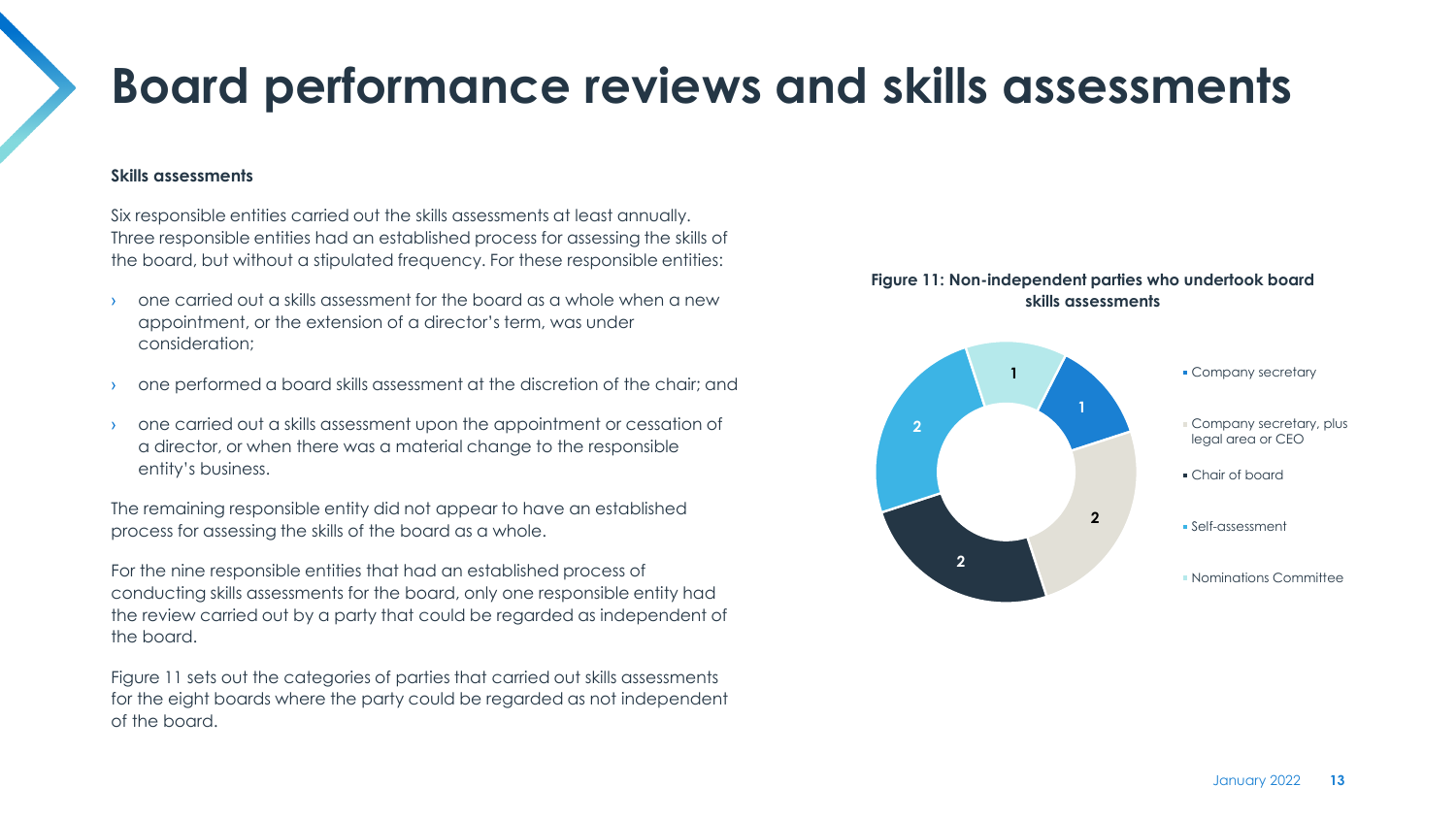# Board performance reviews and skills assessments

**Skills assessments**

Six responsible entities carried out the skills assessments at least annually. Three responsible entities had an established process for assessing the skills of the board, but without a stipulated frequency. For these responsible entities:

- one carried out a skills assessment for the board as a whole when a new appointment, or the extension of a director's term, was under consideration;
- one performed a board skills assessment at the discretion of the chair; and
- one carried out a skills assessment upon the appointment or cessation of a director, or when there was a material change to the responsible entity's business.

The remaining responsible entity did not appear to have an established process for assessing the skills of the board as a whole.

For the nine responsible entities that had an established process of conducting skills assessments for the board, only one responsible entity had the review carried out by a party that could be regarded as independent of the board.

Figure 11 sets out the categories of parties that carried out skills assessments for the eight boards where the party could be regarded as not independent of the board.

**Figure 11: Non-independent parties who undertook board skills assessments**

| Party | Number |
| --- | --- |
| Company secretary | 1 |
| Company secretary, plus legal area or CEO | 2 |
| Chair of board | 2 |
| Self-assessment | 2 |
| Nominations Committee | 1 |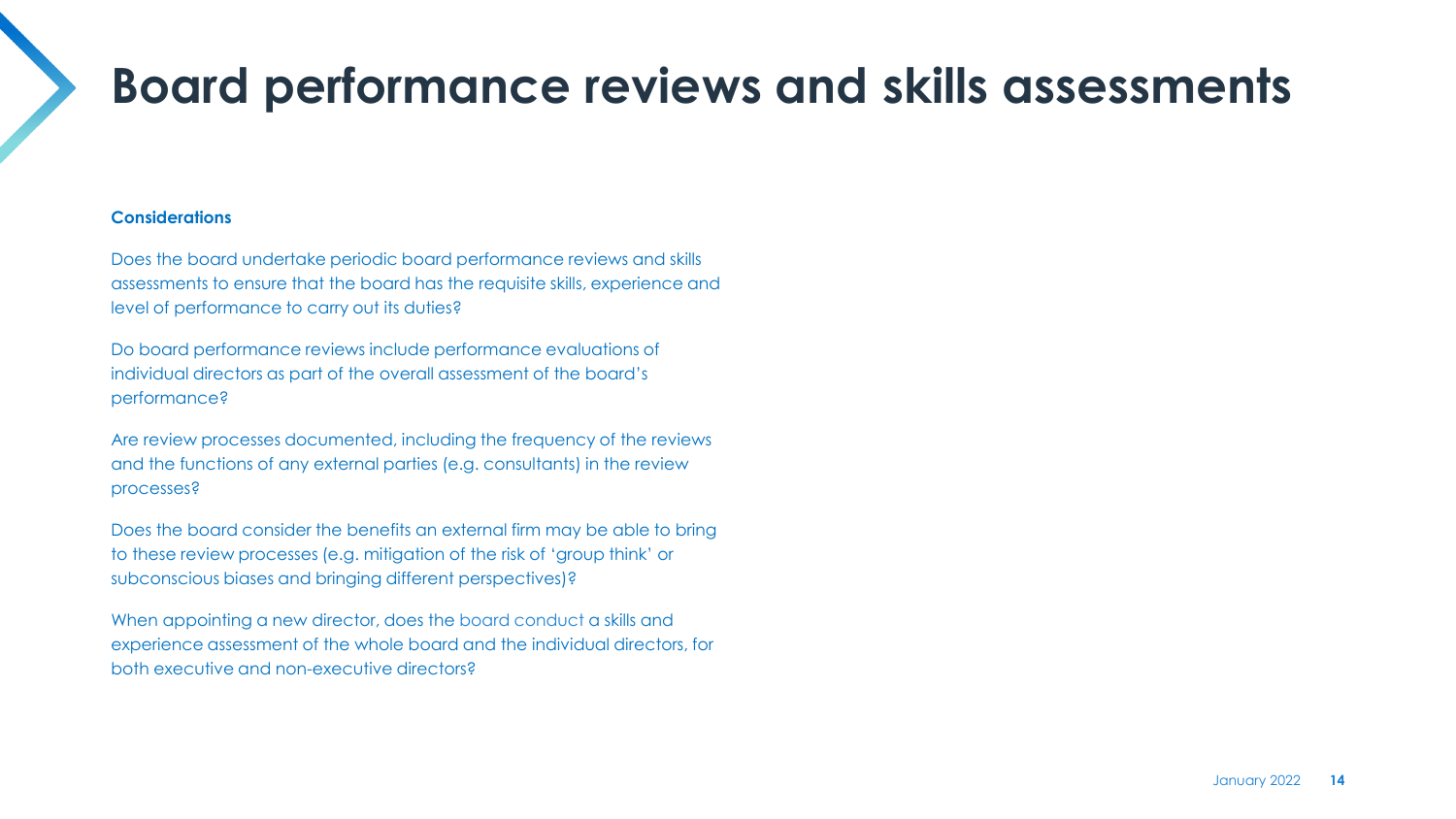# Board performance reviews and skills assessments

**Considerations**

Does the board undertake periodic board performance reviews and skills assessments to ensure that the board has the requisite skills, experience and level of performance to carry out its duties?

Do board performance reviews include performance evaluations of individual directors as part of the overall assessment of the board's performance?

Are review processes documented, including the frequency of the reviews and the functions of any external parties (e.g. consultants) in the review processes?

Does the board consider the benefits an external firm may be able to bring to these review processes (e.g. mitigation of the risk of 'group think' or subconscious biases and bringing different perspectives)?

When appointing a new director, does the board conduct a skills and experience assessment of the whole board and the individual directors, for both executive and non-executive directors?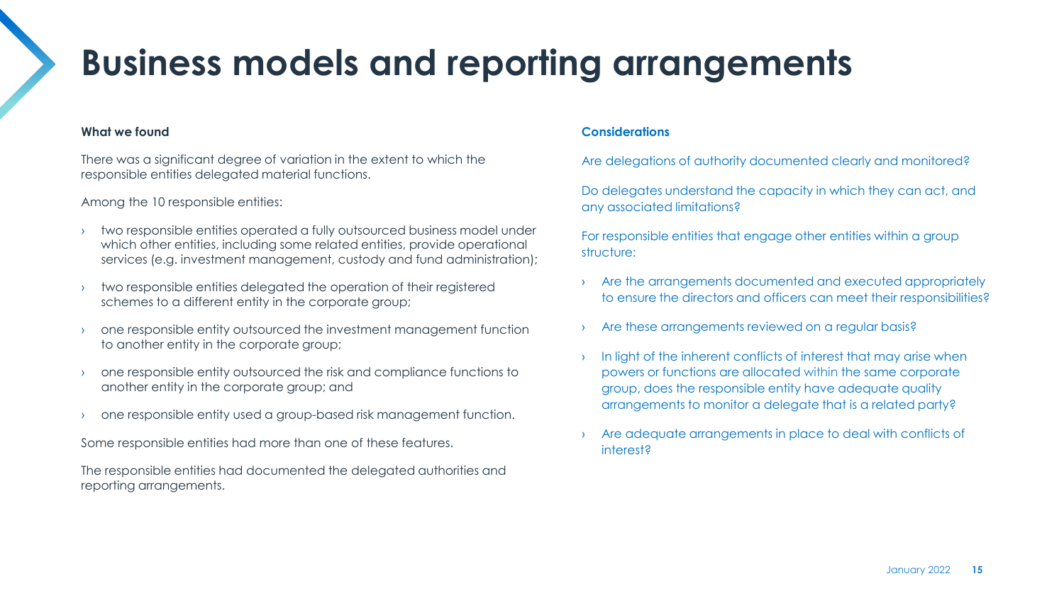# Business models and reporting arrangements

**What we found**

There was a significant degree of variation in the extent to which the responsible entities delegated material functions.

Among the 10 responsible entities:

- two responsible entities operated a fully outsourced business model under which other entities, including some related entities, provide operational services (e.g. investment management, custody and fund administration);
- two responsible entities delegated the operation of their registered schemes to a different entity in the corporate group;
- one responsible entity outsourced the investment management function to another entity in the corporate group;
- one responsible entity outsourced the risk and compliance functions to another entity in the corporate group; and
- one responsible entity used a group-based risk management function.

Some responsible entities had more than one of these features.

The responsible entities had documented the delegated authorities and reporting arrangements.

**Considerations**

Are delegations of authority documented clearly and monitored?

Do delegates understand the capacity in which they can act, and any associated limitations?

For responsible entities that engage other entities within a group structure:

- Are the arrangements documented and executed appropriately to ensure the directors and officers can meet their responsibilities?
- Are these arrangements reviewed on a regular basis?
- In light of the inherent conflicts of interest that may arise when powers or functions are allocated within the same corporate group, does the responsible entity have adequate quality arrangements to monitor a delegate that is a related party?
- Are adequate arrangements in place to deal with conflicts of interest?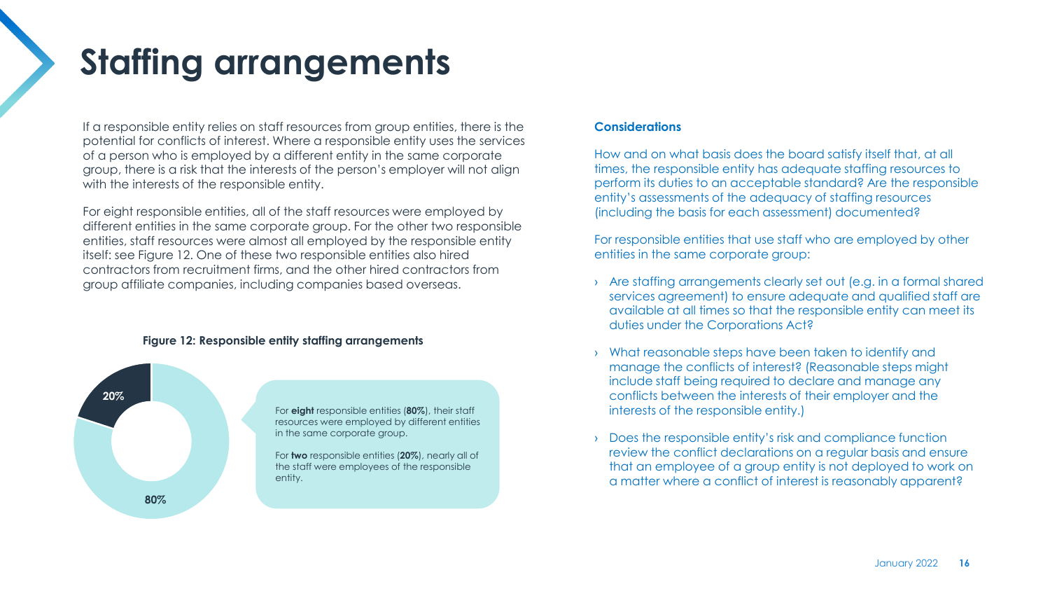# Staffing arrangements

If a responsible entity relies on staff resources from group entities, there is the potential for conflicts of interest. Where a responsible entity uses the services of a person who is employed by a different entity in the same corporate group, there is a risk that the interests of the person's employer will not align with the interests of the responsible entity.

For eight responsible entities, all of the staff resources were employed by different entities in the same corporate group. For the other two responsible entities, staff resources were almost all employed by the responsible entity itself: see Figure 12. One of these two responsible entities also hired contractors from recruitment firms, and the other hired contractors from group affiliate companies, including companies based overseas.

**Figure 12: Responsible entity staffing arrangements**

20%

80%

For **eight** responsible entities (**80%**), their staff resources were employed by different entities in the same corporate group.

For **two** responsible entities (**20%**), nearly all of the staff were employees of the responsible entity.

**Considerations**

How and on what basis does the board satisfy itself that, at all times, the responsible entity has adequate staffing resources to perform its duties to an acceptable standard? Are the responsible entity's assessments of the adequacy of staffing resources (including the basis for each assessment) documented?

For responsible entities that use staff who are employed by other entities in the same corporate group:

- Are staffing arrangements clearly set out (e.g. in a formal shared services agreement) to ensure adequate and qualified staff are available at all times so that the responsible entity can meet its duties under the Corporations Act?
- What reasonable steps have been taken to identify and manage the conflicts of interest? (Reasonable steps might include staff being required to declare and manage any conflicts between the interests of their employer and the interests of the responsible entity.)
- Does the responsible entity's risk and compliance function review the conflict declarations on a regular basis and ensure that an employee of a group entity is not deployed to work on a matter where a conflict of interest is reasonably apparent?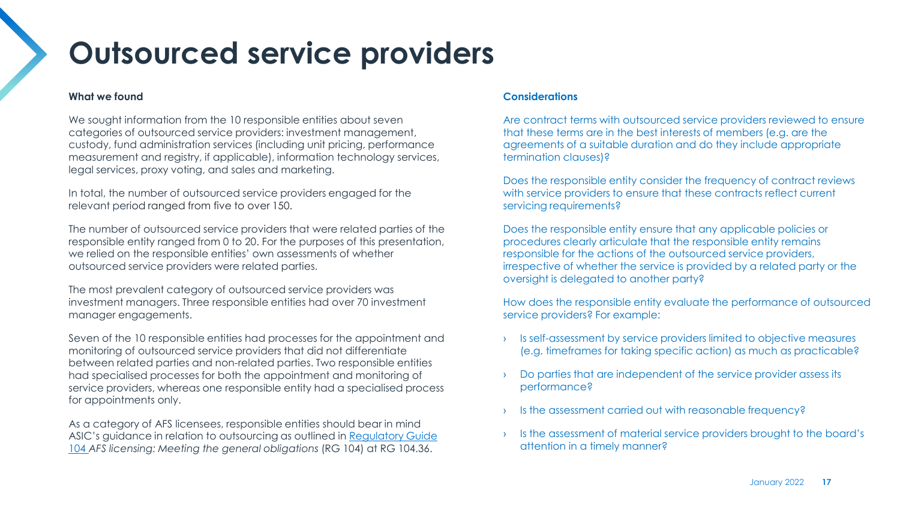# Outsourced service providers

**What we found**

We sought information from the 10 responsible entities about seven categories of outsourced service providers: investment management, custody, fund administration services (including unit pricing, performance measurement and registry, if applicable), information technology services, legal services, proxy voting, and sales and marketing.

In total, the number of outsourced service providers engaged for the relevant period ranged from five to over 150.

The number of outsourced service providers that were related parties of the responsible entity ranged from 0 to 20. For the purposes of this presentation, we relied on the responsible entities' own assessments of whether outsourced service providers were related parties.

The most prevalent category of outsourced service providers was investment managers. Three responsible entities had over 70 investment manager engagements.

Seven of the 10 responsible entities had processes for the appointment and monitoring of outsourced service providers that did not differentiate between related parties and non-related parties. Two responsible entities had specialised processes for both the appointment and monitoring of service providers, whereas one responsible entity had a specialised process for appointments only.

As a category of AFS licensees, responsible entities should bear in mind ASIC's guidance in relation to outsourcing as outlined in Regulatory Guide 104 *AFS licensing: Meeting the general obligations* (RG 104) at RG 104.36.

**Considerations**

Are contract terms with outsourced service providers reviewed to ensure that these terms are in the best interests of members (e.g. are the agreements of a suitable duration and do they include appropriate termination clauses)?

Does the responsible entity consider the frequency of contract reviews with service providers to ensure that these contracts reflect current servicing requirements?

Does the responsible entity ensure that any applicable policies or procedures clearly articulate that the responsible entity remains responsible for the actions of the outsourced service providers, irrespective of whether the service is provided by a related party or the oversight is delegated to another party?

How does the responsible entity evaluate the performance of outsourced service providers? For example:

- Is self-assessment by service providers limited to objective measures (e.g. timeframes for taking specific action) as much as practicable?
- Do parties that are independent of the service provider assess its performance?
- Is the assessment carried out with reasonable frequency?
- Is the assessment of material service providers brought to the board's attention in a timely manner?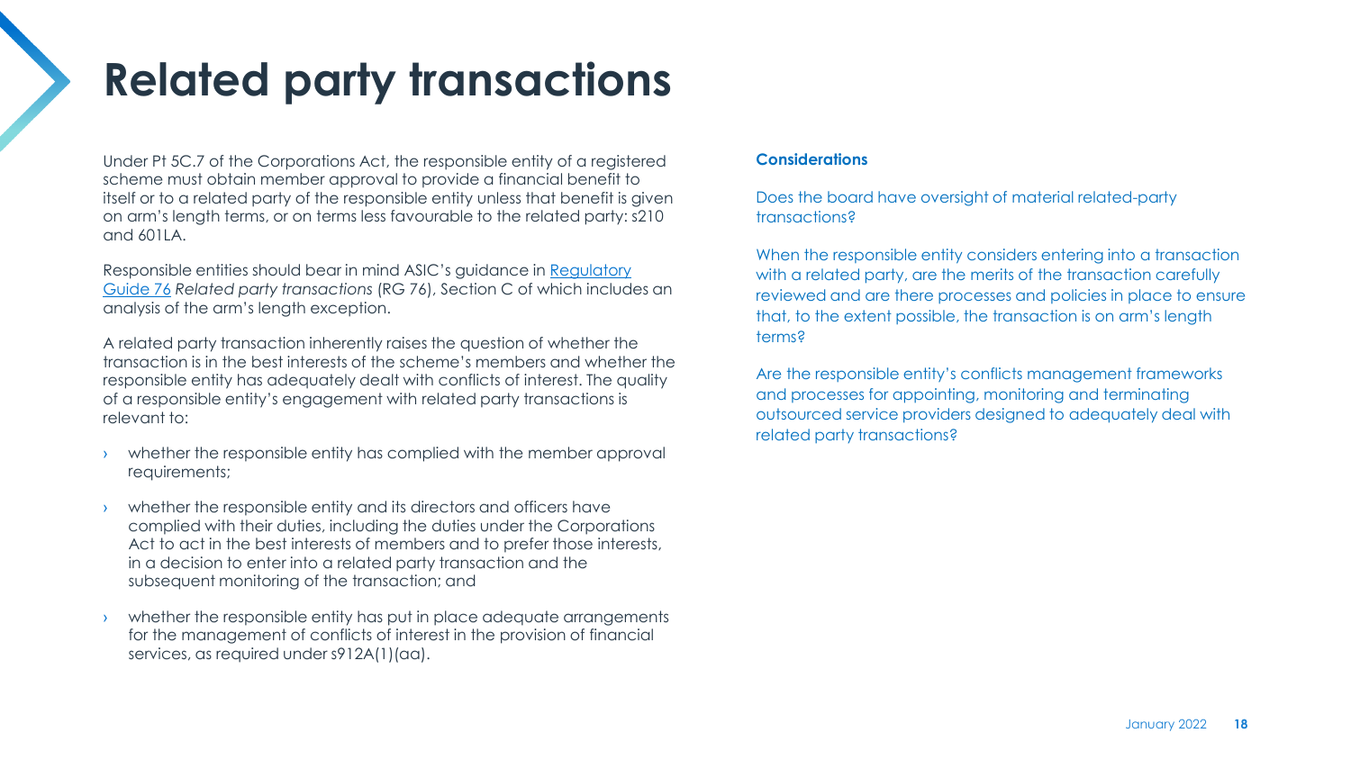# Related party transactions

Under Pt 5C.7 of the Corporations Act, the responsible entity of a registered scheme must obtain member approval to provide a financial benefit to itself or to a related party of the responsible entity unless that benefit is given on arm's length terms, or on terms less favourable to the related party: s210 and 601LA.

Responsible entities should bear in mind ASIC's guidance in Regulatory Guide 76 *Related party transactions* (RG 76), Section C of which includes an analysis of the arm's length exception.

A related party transaction inherently raises the question of whether the transaction is in the best interests of the scheme's members and whether the responsible entity has adequately dealt with conflicts of interest. The quality of a responsible entity's engagement with related party transactions is relevant to:

- whether the responsible entity has complied with the member approval requirements;
- whether the responsible entity and its directors and officers have complied with their duties, including the duties under the Corporations Act to act in the best interests of members and to prefer those interests, in a decision to enter into a related party transaction and the subsequent monitoring of the transaction; and
- whether the responsible entity has put in place adequate arrangements for the management of conflicts of interest in the provision of financial services, as required under s912A(1)(aa).

**Considerations**

Does the board have oversight of material related-party transactions?

When the responsible entity considers entering into a transaction with a related party, are the merits of the transaction carefully reviewed and are there processes and policies in place to ensure that, to the extent possible, the transaction is on arm's length terms?

Are the responsible entity's conflicts management frameworks and processes for appointing, monitoring and terminating outsourced service providers designed to adequately deal with related party transactions?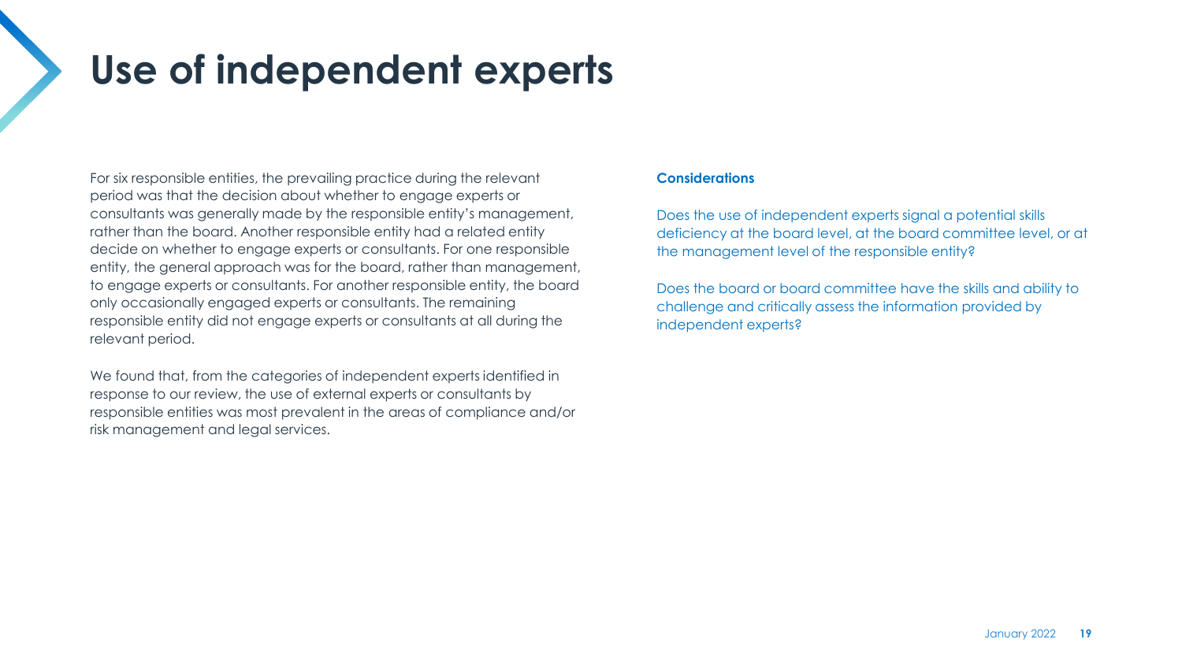# Use of independent experts

For six responsible entities, the prevailing practice during the relevant period was that the decision about whether to engage experts or consultants was generally made by the responsible entity's management, rather than the board. Another responsible entity had a related entity decide on whether to engage experts or consultants. For one responsible entity, the general approach was for the board, rather than management, to engage experts or consultants. For another responsible entity, the board only occasionally engaged experts or consultants. The remaining responsible entity did not engage experts or consultants at all during the relevant period.

We found that, from the categories of independent experts identified in response to our review, the use of external experts or consultants by responsible entities was most prevalent in the areas of compliance and/or risk management and legal services.

**Considerations**

Does the use of independent experts signal a potential skills deficiency at the board level, at the board committee level, or at the management level of the responsible entity?

Does the board or board committee have the skills and ability to challenge and critically assess the information provided by independent experts?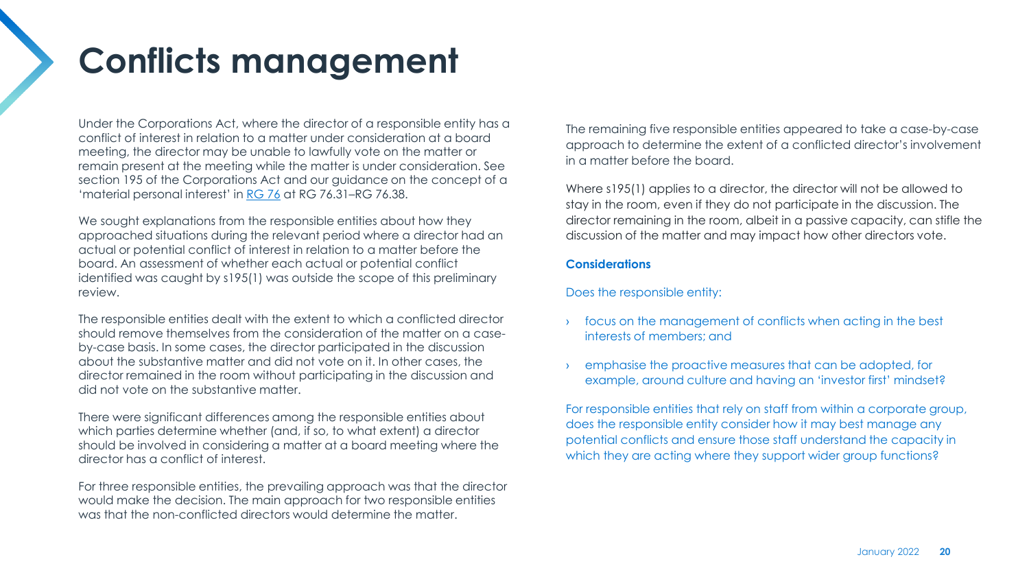# Conflicts management

Under the Corporations Act, where the director of a responsible entity has a conflict of interest in relation to a matter under consideration at a board meeting, the director may be unable to lawfully vote on the matter or remain present at the meeting while the matter is under consideration. See section 195 of the Corporations Act and our guidance on the concept of a 'material personal interest' in [RG 76] at RG 76.31–RG 76.38.

We sought explanations from the responsible entities about how they approached situations during the relevant period where a director had an actual or potential conflict of interest in relation to a matter before the board. An assessment of whether each actual or potential conflict identified was caught by s195(1) was outside the scope of this preliminary review.

The responsible entities dealt with the extent to which a conflicted director should remove themselves from the consideration of the matter on a case-by-case basis. In some cases, the director participated in the discussion about the substantive matter and did not vote on it. In other cases, the director remained in the room without participating in the discussion and did not vote on the substantive matter.

There were significant differences among the responsible entities about which parties determine whether (and, if so, to what extent) a director should be involved in considering a matter at a board meeting where the director has a conflict of interest.

For three responsible entities, the prevailing approach was that the director would make the decision. The main approach for two responsible entities was that the non-conflicted directors would determine the matter.

The remaining five responsible entities appeared to take a case-by-case approach to determine the extent of a conflicted director's involvement in a matter before the board.

Where s195(1) applies to a director, the director will not be allowed to stay in the room, even if they do not participate in the discussion. The director remaining in the room, albeit in a passive capacity, can stifle the discussion of the matter and may impact how other directors vote.

**Considerations**

Does the responsible entity:

- focus on the management of conflicts when acting in the best interests of members; and
- emphasise the proactive measures that can be adopted, for example, around culture and having an 'investor first' mindset?

For responsible entities that rely on staff from within a corporate group, does the responsible entity consider how it may best manage any potential conflicts and ensure those staff understand the capacity in which they are acting where they support wider group functions?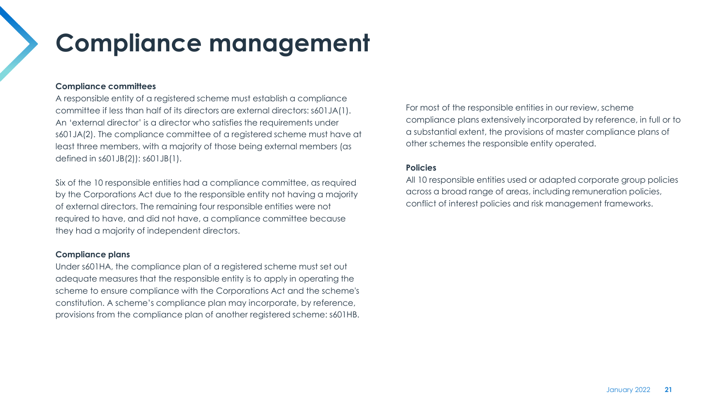# Compliance management

**Compliance committees**

A responsible entity of a registered scheme must establish a compliance committee if less than half of its directors are external directors: s601JA(1). An 'external director' is a director who satisfies the requirements under s601JA(2). The compliance committee of a registered scheme must have at least three members, with a majority of those being external members (as defined in s601JB(2)): s601JB(1).

Six of the 10 responsible entities had a compliance committee, as required by the Corporations Act due to the responsible entity not having a majority of external directors. The remaining four responsible entities were not required to have, and did not have, a compliance committee because they had a majority of independent directors.

**Compliance plans**

Under s601HA, the compliance plan of a registered scheme must set out adequate measures that the responsible entity is to apply in operating the scheme to ensure compliance with the Corporations Act and the scheme's constitution. A scheme's compliance plan may incorporate, by reference, provisions from the compliance plan of another registered scheme: s601HB.

For most of the responsible entities in our review, scheme compliance plans extensively incorporated by reference, in full or to a substantial extent, the provisions of master compliance plans of other schemes the responsible entity operated.

**Policies**

All 10 responsible entities used or adapted corporate group policies across a broad range of areas, including remuneration policies, conflict of interest policies and risk management frameworks.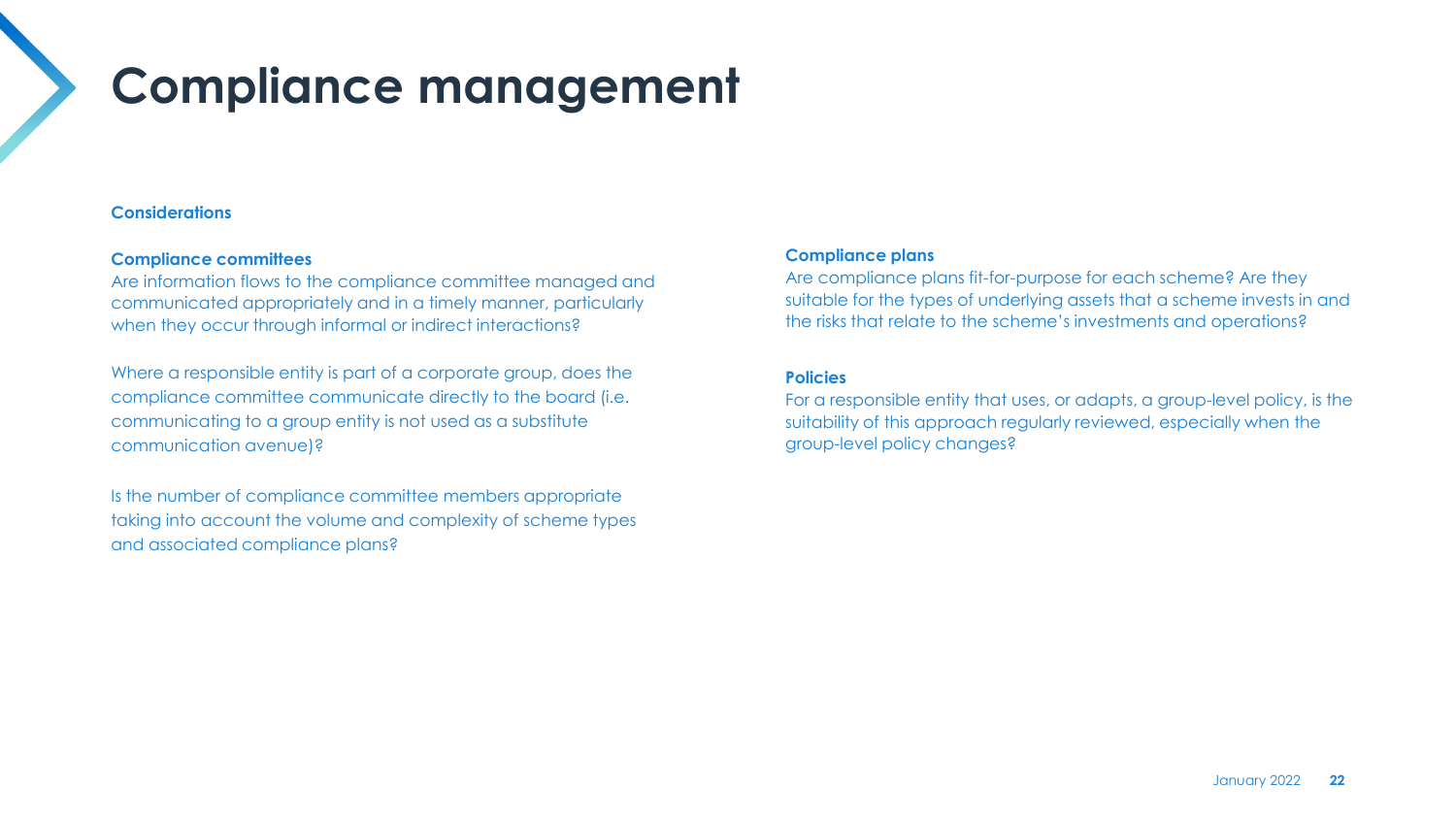# Compliance management

**Considerations**

**Compliance committees**

Are information flows to the compliance committee managed and communicated appropriately and in a timely manner, particularly when they occur through informal or indirect interactions?

Where a responsible entity is part of a corporate group, does the compliance committee communicate directly to the board (i.e. communicating to a group entity is not used as a substitute communication avenue)?

Is the number of compliance committee members appropriate taking into account the volume and complexity of scheme types and associated compliance plans?

**Compliance plans**

Are compliance plans fit-for-purpose for each scheme? Are they suitable for the types of underlying assets that a scheme invests in and the risks that relate to the scheme's investments and operations?

**Policies**

For a responsible entity that uses, or adapts, a group-level policy, is the suitability of this approach regularly reviewed, especially when the group-level policy changes?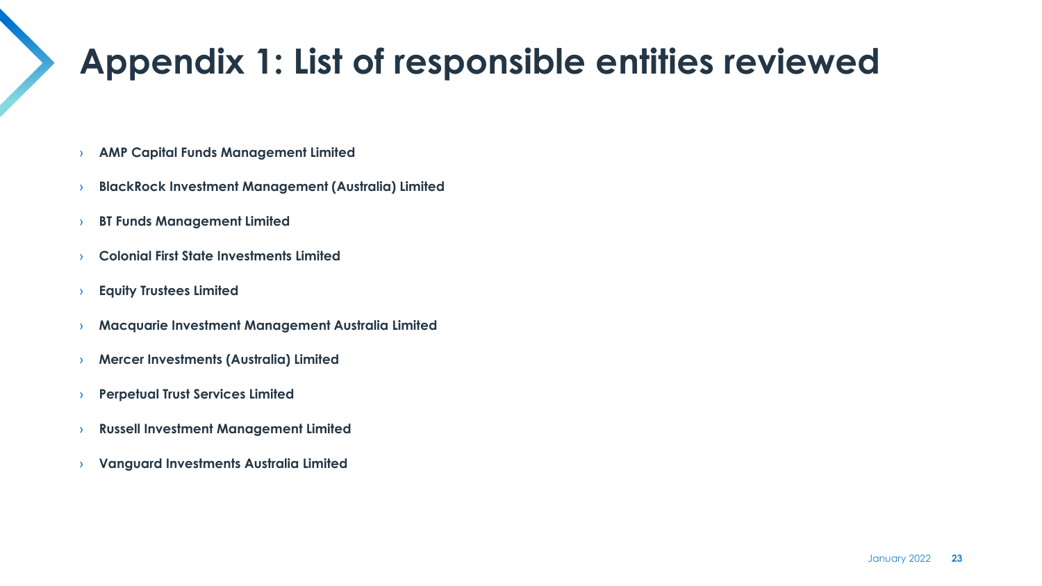# Appendix 1: List of responsible entities reviewed

- **AMP Capital Funds Management Limited**
- **BlackRock Investment Management (Australia) Limited**
- **BT Funds Management Limited**
- **Colonial First State Investments Limited**
- **Equity Trustees Limited**
- **Macquarie Investment Management Australia Limited**
- **Mercer Investments (Australia) Limited**
- **Perpetual Trust Services Limited**
- **Russell Investment Management Limited**
- **Vanguard Investments Australia Limited**